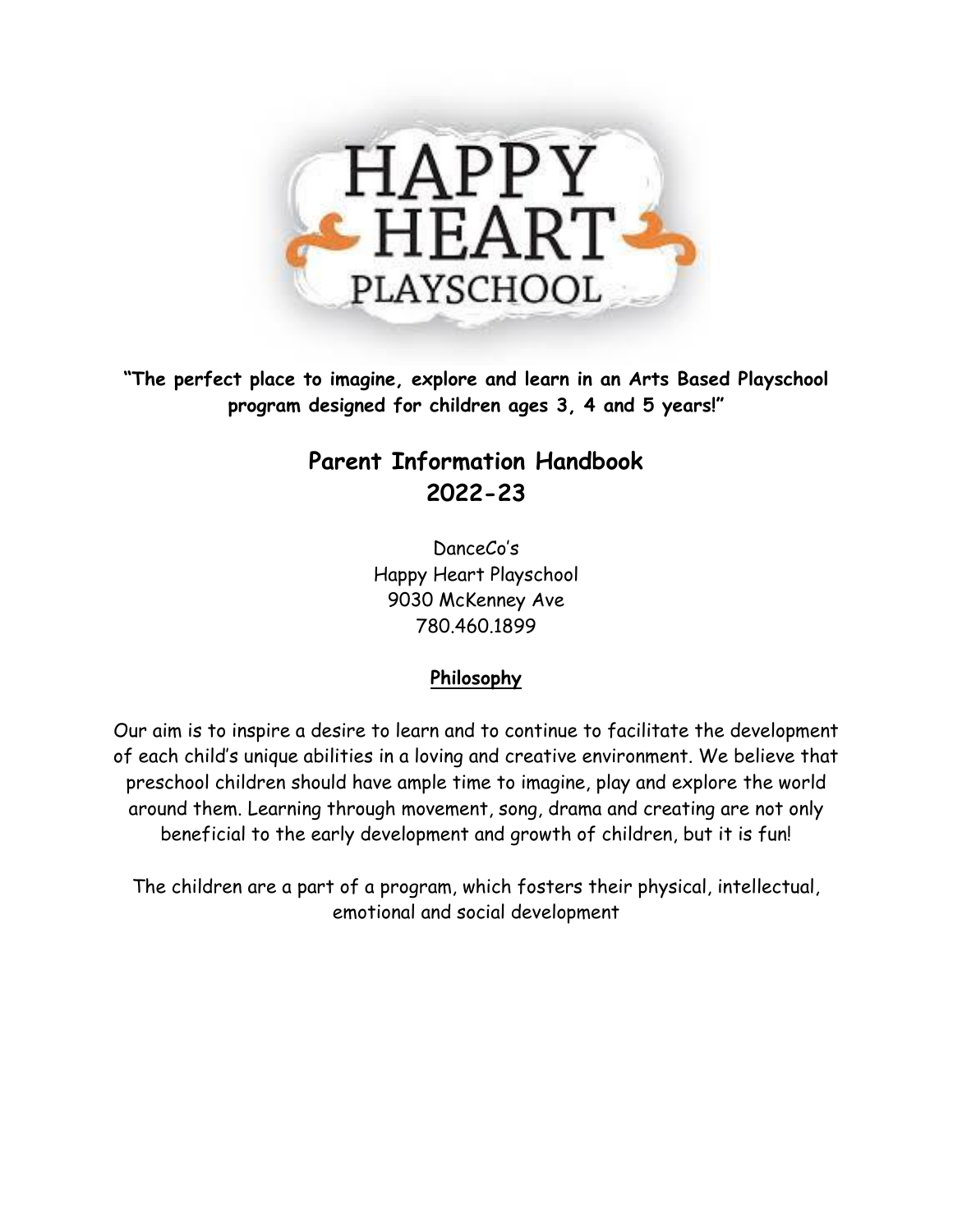# HAPPY HEART PLAYSCHOOL

**"The perfect place to imagine, explore and learn in an Arts Based Playschool program designed for children ages 3, 4 and 5 years!"**

## Parent Information Handbook 2022-23

DanceCo's
Happy Heart Playschool
9030 McKenney Ave
780.460.1899

### Philosophy

Our aim is to inspire a desire to learn and to continue to facilitate the development of each child's unique abilities in a loving and creative environment. We believe that preschool children should have ample time to imagine, play and explore the world around them. Learning through movement, song, drama and creating are not only beneficial to the early development and growth of children, but it is fun!

The children are a part of a program, which fosters their physical, intellectual, emotional and social development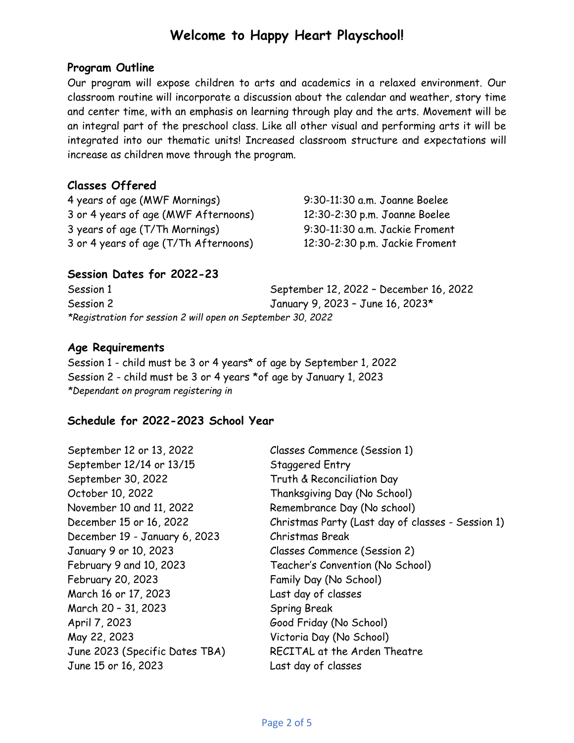# Welcome to Happy Heart Playschool!

## Program Outline

Our program will expose children to arts and academics in a relaxed environment. Our classroom routine will incorporate a discussion about the calendar and weather, story time and center time, with an emphasis on learning through play and the arts. Movement will be an integral part of the preschool class. Like all other visual and performing arts it will be integrated into our thematic units! Increased classroom structure and expectations will increase as children move through the program.

## Classes Offered

| | |
|---|---|
| 4 years of age (MWF Mornings) | 9:30-11:30 a.m. Joanne Boelee |
| 3 or 4 years of age (MWF Afternoons) | 12:30-2:30 p.m. Joanne Boelee |
| 3 years of age (T/Th Mornings) | 9:30-11:30 a.m. Jackie Froment |
| 3 or 4 years of age (T/Th Afternoons) | 12:30-2:30 p.m. Jackie Froment |

## Session Dates for 2022-23

| | |
|---|---|
| Session 1 | September 12, 2022 – December 16, 2022 |
| Session 2 | January 9, 2023 – June 16, 2023* |

*\*Registration for session 2 will open on September 30, 2022*

## Age Requirements

Session 1 - child must be 3 or 4 years* of age by September 1, 2022
Session 2 - child must be 3 or 4 years *of age by January 1, 2023
*\*Dependant on program registering in*

## Schedule for 2022-2023 School Year

| | |
|---|---|
| September 12 or 13, 2022 | Classes Commence (Session 1) |
| September 12/14 or 13/15 | Staggered Entry |
| September 30, 2022 | Truth & Reconciliation Day |
| October 10, 2022 | Thanksgiving Day (No School) |
| November 10 and 11, 2022 | Remembrance Day (No school) |
| December 15 or 16, 2022 | Christmas Party (Last day of classes - Session 1) |
| December 19 - January 6, 2023 | Christmas Break |
| January 9 or 10, 2023 | Classes Commence (Session 2) |
| February 9 and 10, 2023 | Teacher's Convention (No School) |
| February 20, 2023 | Family Day (No School) |
| March 16 or 17, 2023 | Last day of classes |
| March 20 – 31, 2023 | Spring Break |
| April 7, 2023 | Good Friday (No School) |
| May 22, 2023 | Victoria Day (No School) |
| June 2023 (Specific Dates TBA) | RECITAL at the Arden Theatre |
| June 15 or 16, 2023 | Last day of classes |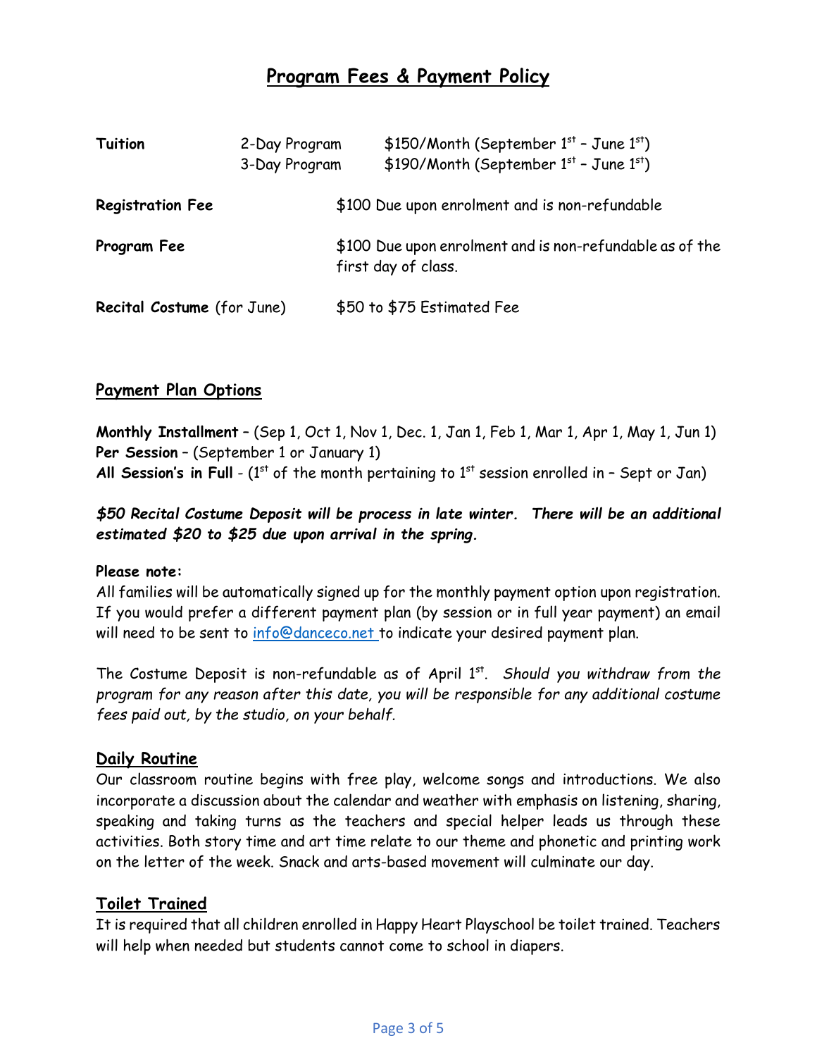# Program Fees & Payment Policy

| | | |
|---|---|---|
| **Tuition** | 2-Day Program | \$150/Month (September 1st – June 1st) |
| | 3-Day Program | \$190/Month (September 1st – June 1st) |
| **Registration Fee** | | \$100 Due upon enrolment and is non-refundable |
| **Program Fee** | | \$100 Due upon enrolment and is non-refundable as of the first day of class. |
| **Recital Costume** (for June) | | \$50 to \$75 Estimated Fee |

## Payment Plan Options

**Monthly Installment** – (Sep 1, Oct 1, Nov 1, Dec. 1, Jan 1, Feb 1, Mar 1, Apr 1, May 1, Jun 1)
**Per Session** – (September 1 or January 1)
**All Session's in Full** - (1st of the month pertaining to 1st session enrolled in – Sept or Jan)

***\$50 Recital Costume Deposit will be process in late winter. There will be an additional estimated \$20 to \$25 due upon arrival in the spring.***

**Please note:**
All families will be automatically signed up for the monthly payment option upon registration. If you would prefer a different payment plan (by session or in full year payment) an email will need to be sent to info@danceco.net to indicate your desired payment plan.

The Costume Deposit is non-refundable as of April 1st. *Should you withdraw from the program for any reason after this date, you will be responsible for any additional costume fees paid out, by the studio, on your behalf.*

## Daily Routine

Our classroom routine begins with free play, welcome songs and introductions. We also incorporate a discussion about the calendar and weather with emphasis on listening, sharing, speaking and taking turns as the teachers and special helper leads us through these activities. Both story time and art time relate to our theme and phonetic and printing work on the letter of the week. Snack and arts-based movement will culminate our day.

## Toilet Trained

It is required that all children enrolled in Happy Heart Playschool be toilet trained. Teachers will help when needed but students cannot come to school in diapers.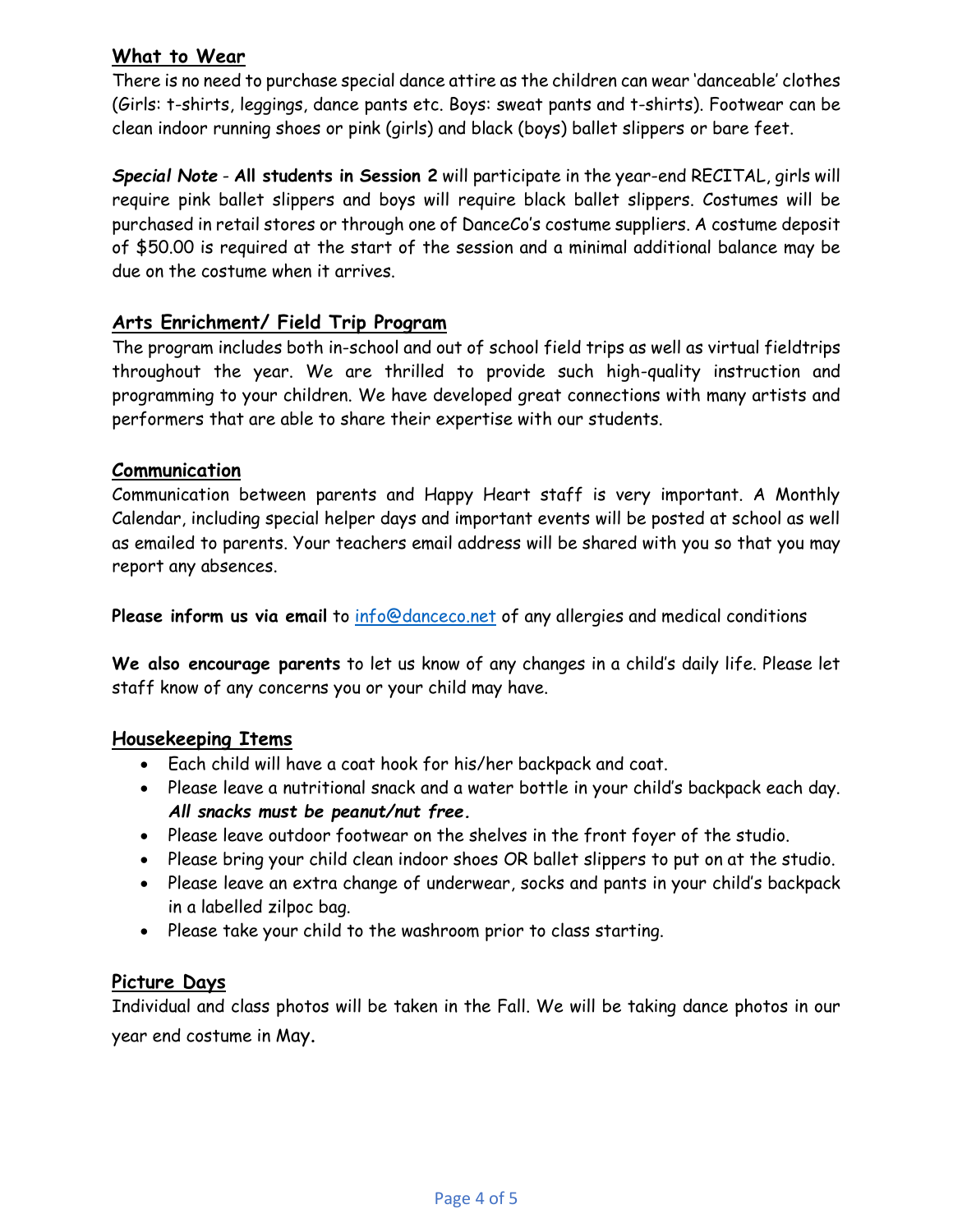## What to Wear

There is no need to purchase special dance attire as the children can wear 'danceable' clothes (Girls: t-shirts, leggings, dance pants etc. Boys: sweat pants and t-shirts). Footwear can be clean indoor running shoes or pink (girls) and black (boys) ballet slippers or bare feet.

***Special Note*** - **All students in Session 2** will participate in the year-end RECITAL, girls will require pink ballet slippers and boys will require black ballet slippers. Costumes will be purchased in retail stores or through one of DanceCo's costume suppliers. A costume deposit of $50.00 is required at the start of the session and a minimal additional balance may be due on the costume when it arrives.

## Arts Enrichment/ Field Trip Program

The program includes both in-school and out of school field trips as well as virtual fieldtrips throughout the year. We are thrilled to provide such high-quality instruction and programming to your children. We have developed great connections with many artists and performers that are able to share their expertise with our students.

## Communication

Communication between parents and Happy Heart staff is very important. A Monthly Calendar, including special helper days and important events will be posted at school as well as emailed to parents. Your teachers email address will be shared with you so that you may report any absences.

**Please inform us via email** to info@danceco.net of any allergies and medical conditions

**We also encourage parents** to let us know of any changes in a child's daily life. Please let staff know of any concerns you or your child may have.

## Housekeeping Items

- Each child will have a coat hook for his/her backpack and coat.
- Please leave a nutritional snack and a water bottle in your child's backpack each day. ***All snacks must be peanut/nut free.***
- Please leave outdoor footwear on the shelves in the front foyer of the studio.
- Please bring your child clean indoor shoes OR ballet slippers to put on at the studio.
- Please leave an extra change of underwear, socks and pants in your child's backpack in a labelled zilpoc bag.
- Please take your child to the washroom prior to class starting.

## Picture Days

Individual and class photos will be taken in the Fall. We will be taking dance photos in our year end costume in May.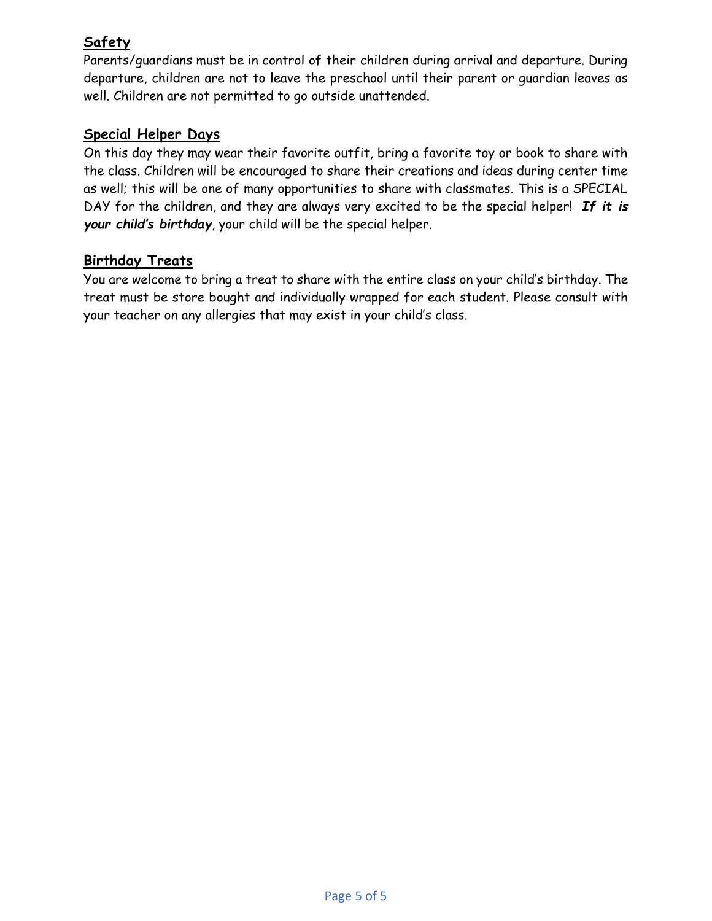## Safety

Parents/guardians must be in control of their children during arrival and departure. During departure, children are not to leave the preschool until their parent or guardian leaves as well. Children are not permitted to go outside unattended.

## Special Helper Days

On this day they may wear their favorite outfit, bring a favorite toy or book to share with the class. Children will be encouraged to share their creations and ideas during center time as well; this will be one of many opportunities to share with classmates. This is a SPECIAL DAY for the children, and they are always very excited to be the special helper! ***If it is your child's birthday***, your child will be the special helper.

## Birthday Treats

You are welcome to bring a treat to share with the entire class on your child's birthday. The treat must be store bought and individually wrapped for each student. Please consult with your teacher on any allergies that may exist in your child's class.